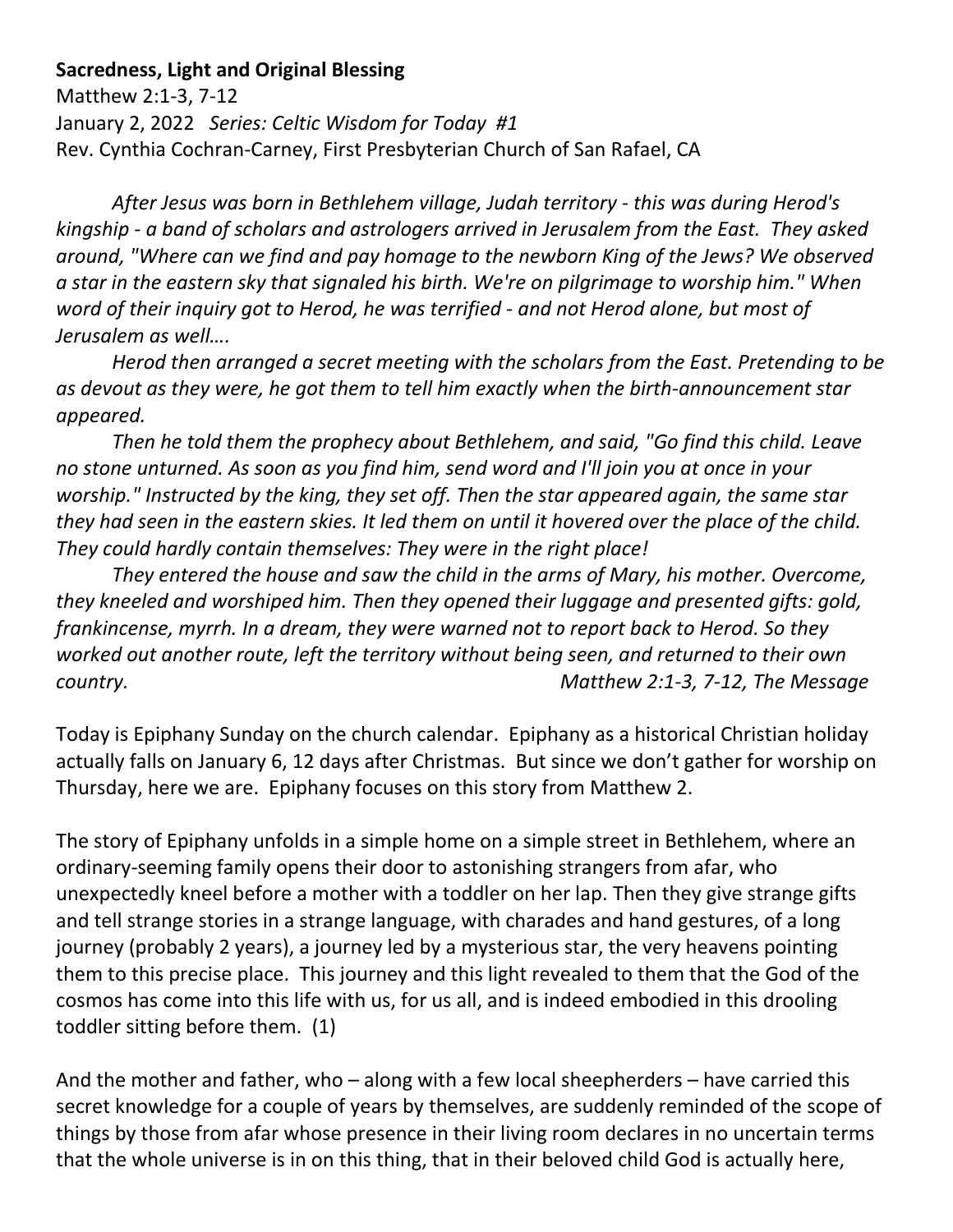**Sacredness, Light and Original Blessing**

Matthew 2:1-3, 7-12

January 2, 2022 *Series: Celtic Wisdom for Today #1*

Rev. Cynthia Cochran-Carney, First Presbyterian Church of San Rafael, CA

*After Jesus was born in Bethlehem village, Judah territory - this was during Herod's kingship - a band of scholars and astrologers arrived in Jerusalem from the East. They asked around, "Where can we find and pay homage to the newborn King of the Jews? We observed a star in the eastern sky that signaled his birth. We're on pilgrimage to worship him." When word of their inquiry got to Herod, he was terrified - and not Herod alone, but most of Jerusalem as well….*

*Herod then arranged a secret meeting with the scholars from the East. Pretending to be as devout as they were, he got them to tell him exactly when the birth-announcement star appeared.*

*Then he told them the prophecy about Bethlehem, and said, "Go find this child. Leave no stone unturned. As soon as you find him, send word and I'll join you at once in your worship." Instructed by the king, they set off. Then the star appeared again, the same star they had seen in the eastern skies. It led them on until it hovered over the place of the child. They could hardly contain themselves: They were in the right place!*

*They entered the house and saw the child in the arms of Mary, his mother. Overcome, they kneeled and worshiped him. Then they opened their luggage and presented gifts: gold, frankincense, myrrh. In a dream, they were warned not to report back to Herod. So they worked out another route, left the territory without being seen, and returned to their own country.* *Matthew 2:1-3, 7-12, The Message*

Today is Epiphany Sunday on the church calendar. Epiphany as a historical Christian holiday actually falls on January 6, 12 days after Christmas. But since we don't gather for worship on Thursday, here we are. Epiphany focuses on this story from Matthew 2.

The story of Epiphany unfolds in a simple home on a simple street in Bethlehem, where an ordinary-seeming family opens their door to astonishing strangers from afar, who unexpectedly kneel before a mother with a toddler on her lap. Then they give strange gifts and tell strange stories in a strange language, with charades and hand gestures, of a long journey (probably 2 years), a journey led by a mysterious star, the very heavens pointing them to this precise place. This journey and this light revealed to them that the God of the cosmos has come into this life with us, for us all, and is indeed embodied in this drooling toddler sitting before them. (1)

And the mother and father, who – along with a few local sheepherders – have carried this secret knowledge for a couple of years by themselves, are suddenly reminded of the scope of things by those from afar whose presence in their living room declares in no uncertain terms that the whole universe is in on this thing, that in their beloved child God is actually here,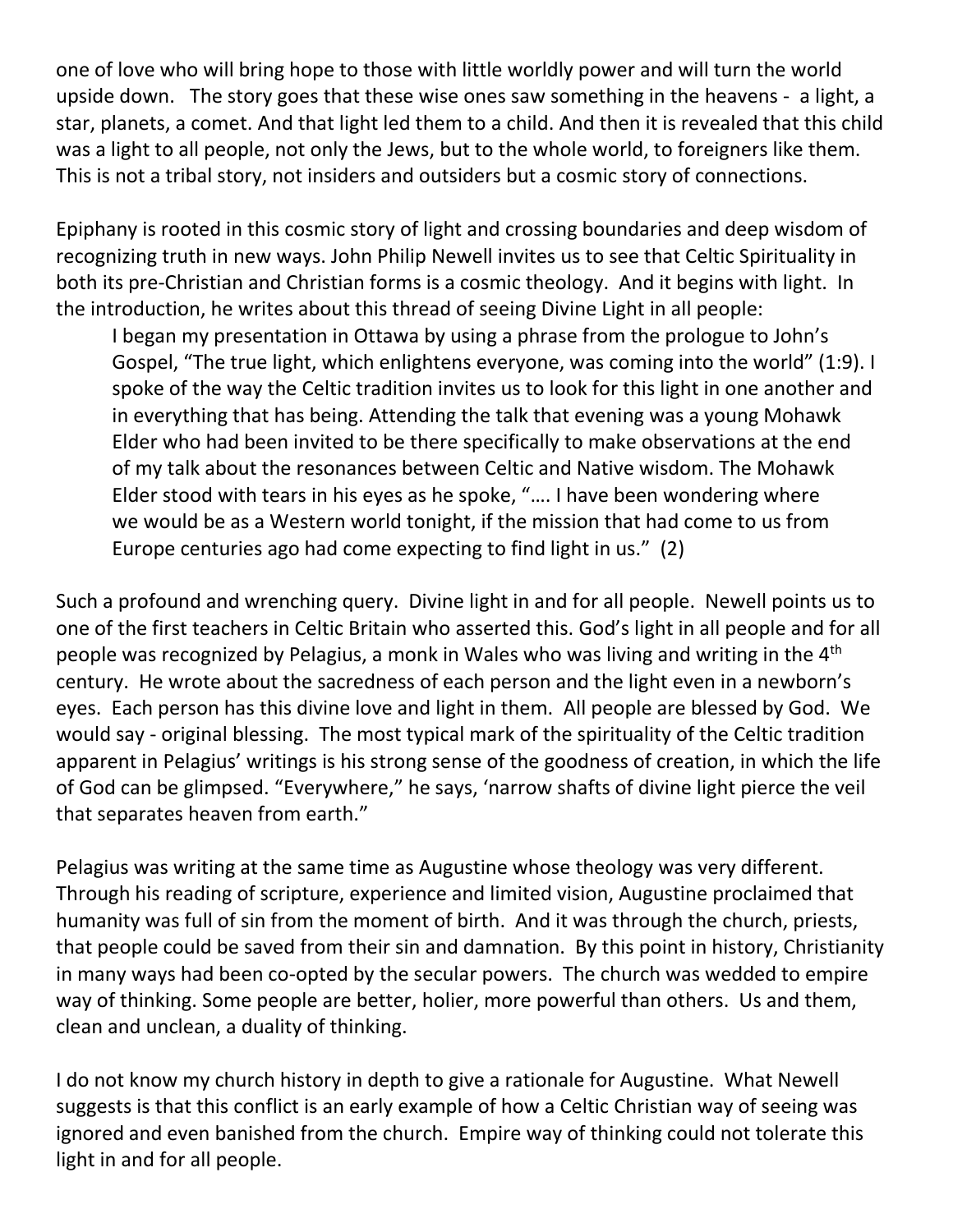one of love who will bring hope to those with little worldly power and will turn the world upside down. The story goes that these wise ones saw something in the heavens - a light, a star, planets, a comet. And that light led them to a child. And then it is revealed that this child was a light to all people, not only the Jews, but to the whole world, to foreigners like them. This is not a tribal story, not insiders and outsiders but a cosmic story of connections.

Epiphany is rooted in this cosmic story of light and crossing boundaries and deep wisdom of recognizing truth in new ways. John Philip Newell invites us to see that Celtic Spirituality in both its pre-Christian and Christian forms is a cosmic theology. And it begins with light. In the introduction, he writes about this thread of seeing Divine Light in all people:

> I began my presentation in Ottawa by using a phrase from the prologue to John's Gospel, "The true light, which enlightens everyone, was coming into the world" (1:9). I spoke of the way the Celtic tradition invites us to look for this light in one another and in everything that has being. Attending the talk that evening was a young Mohawk Elder who had been invited to be there specifically to make observations at the end of my talk about the resonances between Celtic and Native wisdom. The Mohawk Elder stood with tears in his eyes as he spoke, "…. I have been wondering where we would be as a Western world tonight, if the mission that had come to us from Europe centuries ago had come expecting to find light in us." (2)

Such a profound and wrenching query. Divine light in and for all people. Newell points us to one of the first teachers in Celtic Britain who asserted this. God's light in all people and for all people was recognized by Pelagius, a monk in Wales who was living and writing in the 4th century. He wrote about the sacredness of each person and the light even in a newborn's eyes. Each person has this divine love and light in them. All people are blessed by God. We would say - original blessing. The most typical mark of the spirituality of the Celtic tradition apparent in Pelagius' writings is his strong sense of the goodness of creation, in which the life of God can be glimpsed. "Everywhere," he says, 'narrow shafts of divine light pierce the veil that separates heaven from earth."

Pelagius was writing at the same time as Augustine whose theology was very different. Through his reading of scripture, experience and limited vision, Augustine proclaimed that humanity was full of sin from the moment of birth. And it was through the church, priests, that people could be saved from their sin and damnation. By this point in history, Christianity in many ways had been co-opted by the secular powers. The church was wedded to empire way of thinking. Some people are better, holier, more powerful than others. Us and them, clean and unclean, a duality of thinking.

I do not know my church history in depth to give a rationale for Augustine. What Newell suggests is that this conflict is an early example of how a Celtic Christian way of seeing was ignored and even banished from the church. Empire way of thinking could not tolerate this light in and for all people.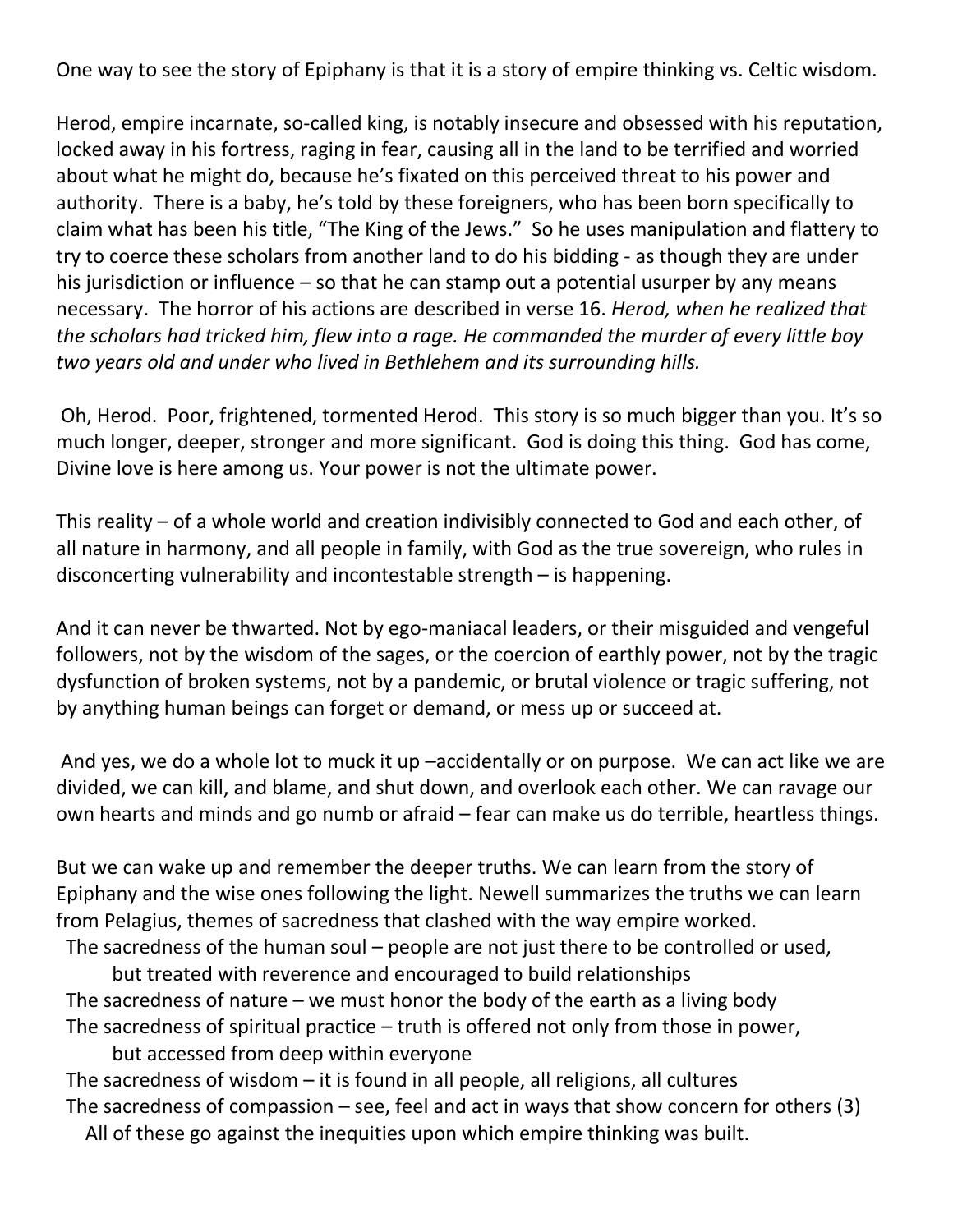One way to see the story of Epiphany is that it is a story of empire thinking vs. Celtic wisdom.

Herod, empire incarnate, so-called king, is notably insecure and obsessed with his reputation, locked away in his fortress, raging in fear, causing all in the land to be terrified and worried about what he might do, because he's fixated on this perceived threat to his power and authority. There is a baby, he's told by these foreigners, who has been born specifically to claim what has been his title, "The King of the Jews." So he uses manipulation and flattery to try to coerce these scholars from another land to do his bidding - as though they are under his jurisdiction or influence – so that he can stamp out a potential usurper by any means necessary. The horror of his actions are described in verse 16. *Herod, when he realized that the scholars had tricked him, flew into a rage. He commanded the murder of every little boy two years old and under who lived in Bethlehem and its surrounding hills.*

Oh, Herod. Poor, frightened, tormented Herod. This story is so much bigger than you. It's so much longer, deeper, stronger and more significant. God is doing this thing. God has come, Divine love is here among us. Your power is not the ultimate power.

This reality – of a whole world and creation indivisibly connected to God and each other, of all nature in harmony, and all people in family, with God as the true sovereign, who rules in disconcerting vulnerability and incontestable strength – is happening.

And it can never be thwarted. Not by ego-maniacal leaders, or their misguided and vengeful followers, not by the wisdom of the sages, or the coercion of earthly power, not by the tragic dysfunction of broken systems, not by a pandemic, or brutal violence or tragic suffering, not by anything human beings can forget or demand, or mess up or succeed at.

And yes, we do a whole lot to muck it up –accidentally or on purpose. We can act like we are divided, we can kill, and blame, and shut down, and overlook each other. We can ravage our own hearts and minds and go numb or afraid – fear can make us do terrible, heartless things.

But we can wake up and remember the deeper truths. We can learn from the story of Epiphany and the wise ones following the light. Newell summarizes the truths we can learn from Pelagius, themes of sacredness that clashed with the way empire worked.

- The sacredness of the human soul – people are not just there to be controlled or used, but treated with reverence and encouraged to build relationships
- The sacredness of nature – we must honor the body of the earth as a living body
- The sacredness of spiritual practice – truth is offered not only from those in power, but accessed from deep within everyone
- The sacredness of wisdom – it is found in all people, all religions, all cultures
- The sacredness of compassion – see, feel and act in ways that show concern for others (3)

All of these go against the inequities upon which empire thinking was built.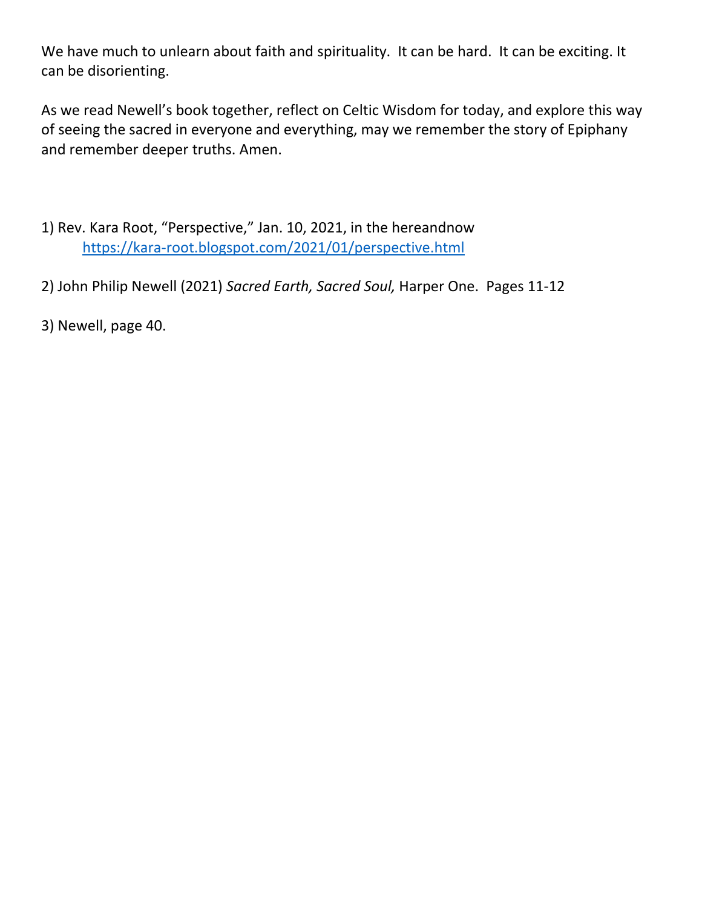We have much to unlearn about faith and spirituality. It can be hard. It can be exciting. It can be disorienting.

As we read Newell's book together, reflect on Celtic Wisdom for today, and explore this way of seeing the sacred in everyone and everything, may we remember the story of Epiphany and remember deeper truths. Amen.

1) Rev. Kara Root, "Perspective," Jan. 10, 2021, in the hereandnow
   https://kara-root.blogspot.com/2021/01/perspective.html

2) John Philip Newell (2021) *Sacred Earth, Sacred Soul,* Harper One. Pages 11-12

3) Newell, page 40.